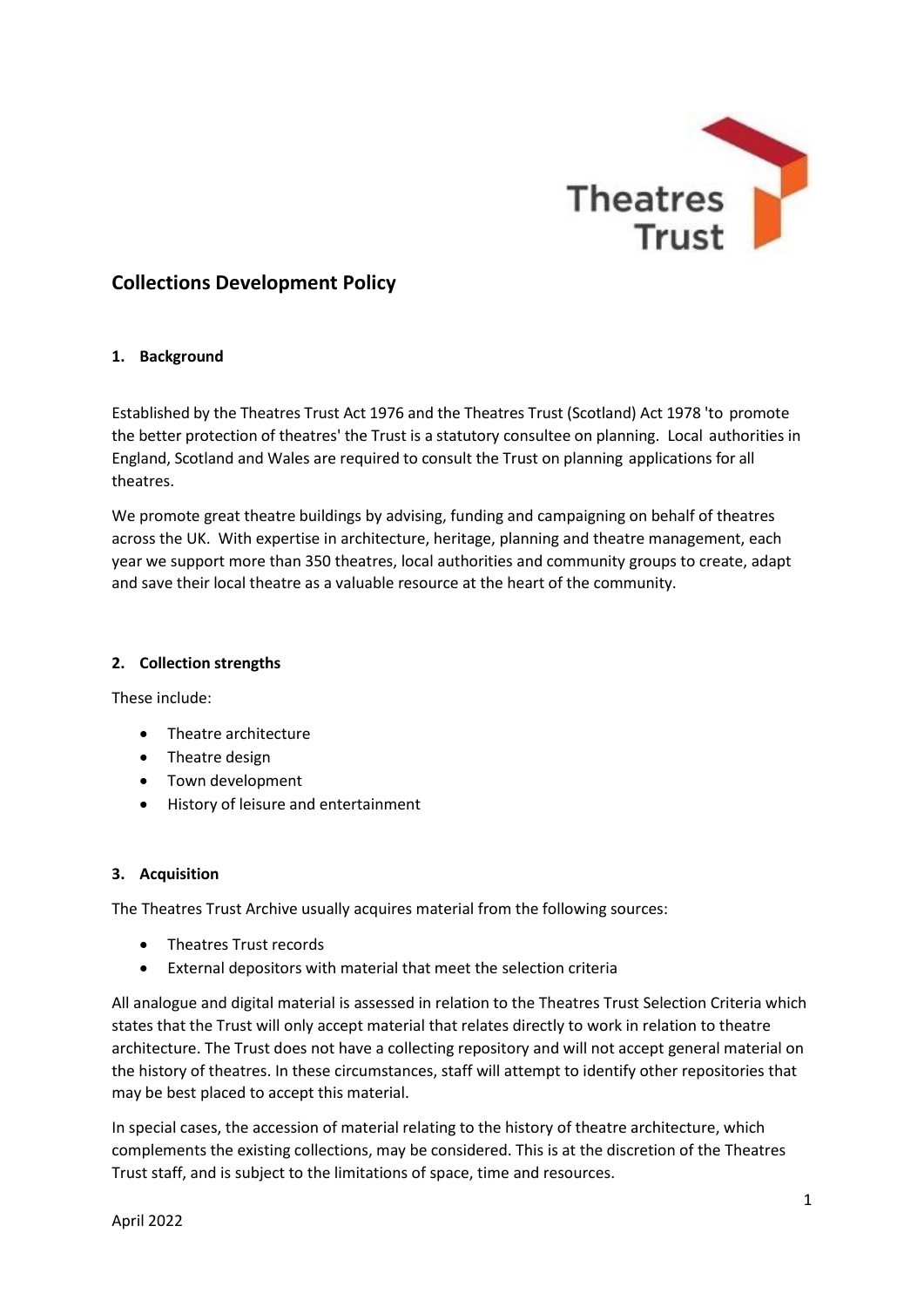Theatres Trust

# Collections Development Policy

## 1. Background

Established by the Theatres Trust Act 1976 and the Theatres Trust (Scotland) Act 1978 'to promote the better protection of theatres' the Trust is a statutory consultee on planning. Local authorities in England, Scotland and Wales are required to consult the Trust on planning applications for all theatres.

We promote great theatre buildings by advising, funding and campaigning on behalf of theatres across the UK. With expertise in architecture, heritage, planning and theatre management, each year we support more than 350 theatres, local authorities and community groups to create, adapt and save their local theatre as a valuable resource at the heart of the community.

## 2. Collection strengths

These include:

- Theatre architecture
- Theatre design
- Town development
- History of leisure and entertainment

## 3. Acquisition

The Theatres Trust Archive usually acquires material from the following sources:

- Theatres Trust records
- External depositors with material that meet the selection criteria

All analogue and digital material is assessed in relation to the Theatres Trust Selection Criteria which states that the Trust will only accept material that relates directly to work in relation to theatre architecture. The Trust does not have a collecting repository and will not accept general material on the history of theatres. In these circumstances, staff will attempt to identify other repositories that may be best placed to accept this material.

In special cases, the accession of material relating to the history of theatre architecture, which complements the existing collections, may be considered. This is at the discretion of the Theatres Trust staff, and is subject to the limitations of space, time and resources.

April 2022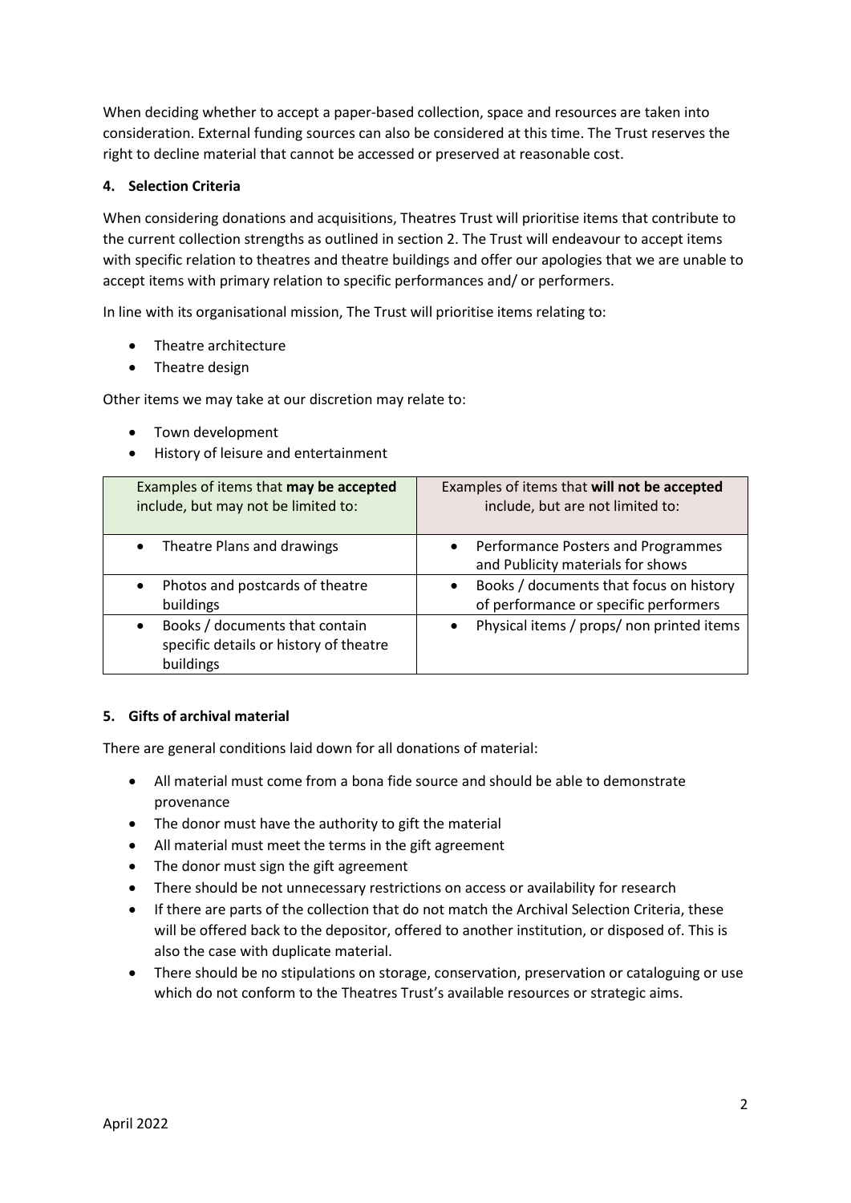When deciding whether to accept a paper-based collection, space and resources are taken into consideration. External funding sources can also be considered at this time. The Trust reserves the right to decline material that cannot be accessed or preserved at reasonable cost.

## 4. Selection Criteria

When considering donations and acquisitions, Theatres Trust will prioritise items that contribute to the current collection strengths as outlined in section 2. The Trust will endeavour to accept items with specific relation to theatres and theatre buildings and offer our apologies that we are unable to accept items with primary relation to specific performances and/ or performers.

In line with its organisational mission, The Trust will prioritise items relating to:

- Theatre architecture
- Theatre design

Other items we may take at our discretion may relate to:

- Town development
- History of leisure and entertainment

| Examples of items that **may be accepted** include, but may not be limited to: | Examples of items that **will not be accepted** include, but are not limited to: |
|---|---|
| • Theatre Plans and drawings | • Performance Posters and Programmes and Publicity materials for shows |
| • Photos and postcards of theatre buildings | • Books / documents that focus on history of performance or specific performers |
| • Books / documents that contain specific details or history of theatre buildings | • Physical items / props/ non printed items |

## 5. Gifts of archival material

There are general conditions laid down for all donations of material:

- All material must come from a bona fide source and should be able to demonstrate provenance
- The donor must have the authority to gift the material
- All material must meet the terms in the gift agreement
- The donor must sign the gift agreement
- There should be not unnecessary restrictions on access or availability for research
- If there are parts of the collection that do not match the Archival Selection Criteria, these will be offered back to the depositor, offered to another institution, or disposed of. This is also the case with duplicate material.
- There should be no stipulations on storage, conservation, preservation or cataloguing or use which do not conform to the Theatres Trust's available resources or strategic aims.

April 2022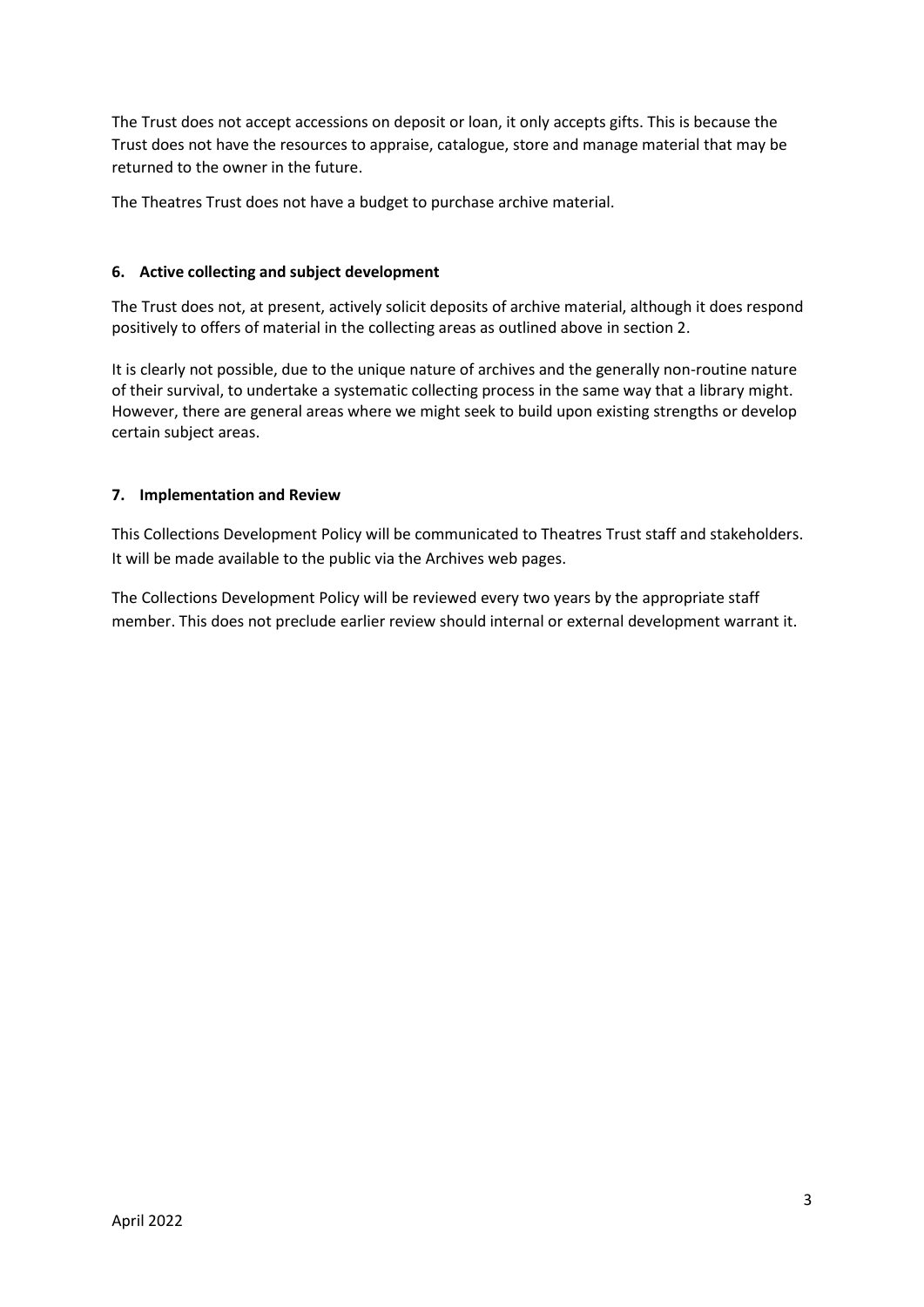The Trust does not accept accessions on deposit or loan, it only accepts gifts. This is because the Trust does not have the resources to appraise, catalogue, store and manage material that may be returned to the owner in the future.

The Theatres Trust does not have a budget to purchase archive material.

## 6. Active collecting and subject development

The Trust does not, at present, actively solicit deposits of archive material, although it does respond positively to offers of material in the collecting areas as outlined above in section 2.

It is clearly not possible, due to the unique nature of archives and the generally non-routine nature of their survival, to undertake a systematic collecting process in the same way that a library might. However, there are general areas where we might seek to build upon existing strengths or develop certain subject areas.

## 7. Implementation and Review

This Collections Development Policy will be communicated to Theatres Trust staff and stakeholders. It will be made available to the public via the Archives web pages.

The Collections Development Policy will be reviewed every two years by the appropriate staff member. This does not preclude earlier review should internal or external development warrant it.

April 2022